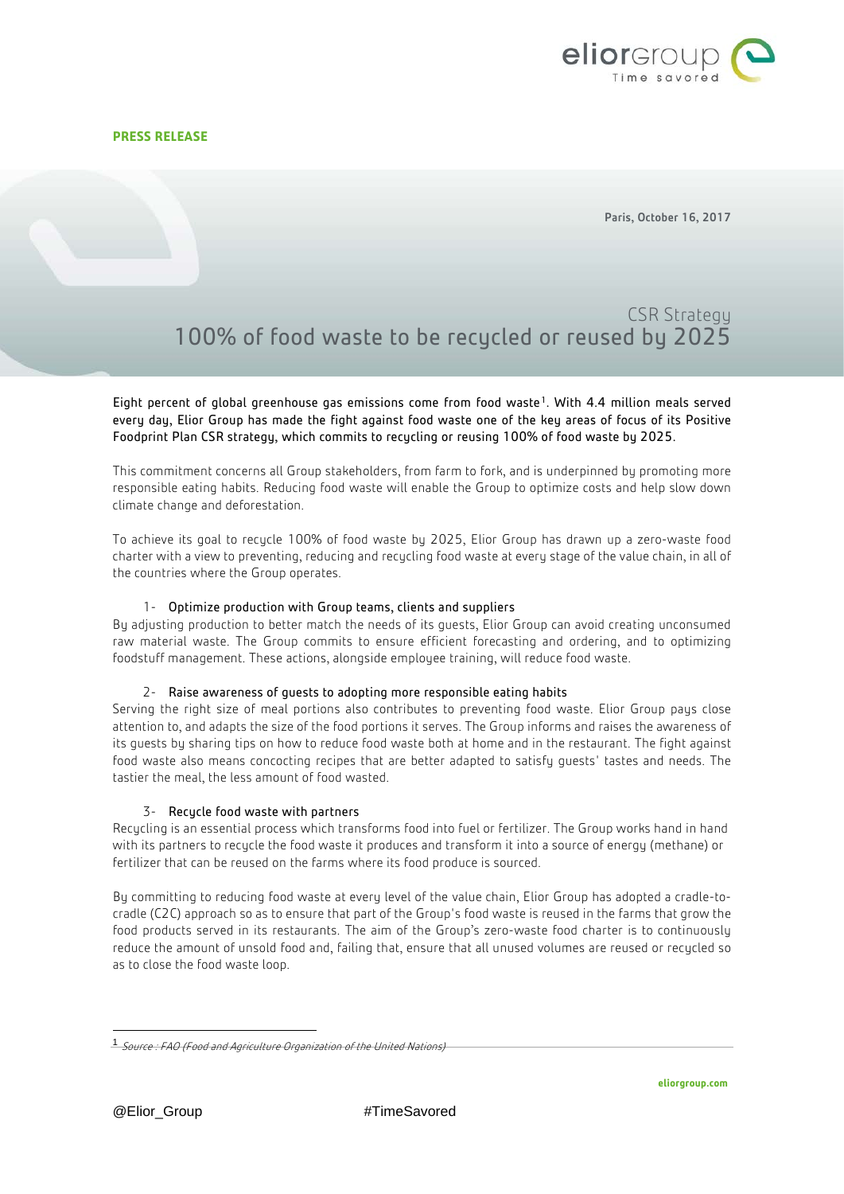**PRESS RELEASE**

Paris, October 16, 2017

## CSR Strategy

# 100% of food waste to be recycled or reused by 2025

Eight percent of global greenhouse gas emissions come from food waste[1]. With 4.4 million meals served every day, Elior Group has made the fight against food waste one of the key areas of focus of its Positive Foodprint Plan CSR strategy, which commits to recycling or reusing 100% of food waste by 2025.

This commitment concerns all Group stakeholders, from farm to fork, and is underpinned by promoting more responsible eating habits. Reducing food waste will enable the Group to optimize costs and help slow down climate change and deforestation.

To achieve its goal to recycle 100% of food waste by 2025, Elior Group has drawn up a zero-waste food charter with a view to preventing, reducing and recycling food waste at every stage of the value chain, in all of the countries where the Group operates.

1- Optimize production with Group teams, clients and suppliers

By adjusting production to better match the needs of its guests, Elior Group can avoid creating unconsumed raw material waste. The Group commits to ensure efficient forecasting and ordering, and to optimizing foodstuff management. These actions, alongside employee training, will reduce food waste.

2- Raise awareness of guests to adopting more responsible eating habits

Serving the right size of meal portions also contributes to preventing food waste. Elior Group pays close attention to, and adapts the size of the food portions it serves. The Group informs and raises the awareness of its guests by sharing tips on how to reduce food waste both at home and in the restaurant. The fight against food waste also means concocting recipes that are better adapted to satisfy guests' tastes and needs. The tastier the meal, the less amount of food wasted.

3- Recycle food waste with partners

Recycling is an essential process which transforms food into fuel or fertilizer. The Group works hand in hand with its partners to recycle the food waste it produces and transform it into a source of energy (methane) or fertilizer that can be reused on the farms where its food produce is sourced.

By committing to reducing food waste at every level of the value chain, Elior Group has adopted a cradle-to-cradle (C2C) approach so as to ensure that part of the Group's food waste is reused in the farms that grow the food products served in its restaurants. The aim of the Group's zero-waste food charter is to continuously reduce the amount of unsold food and, failing that, ensure that all unused volumes are reused or recycled so as to close the food waste loop.

---

[1] *Source : FAO (Food and Agriculture Organization of the United Nations)*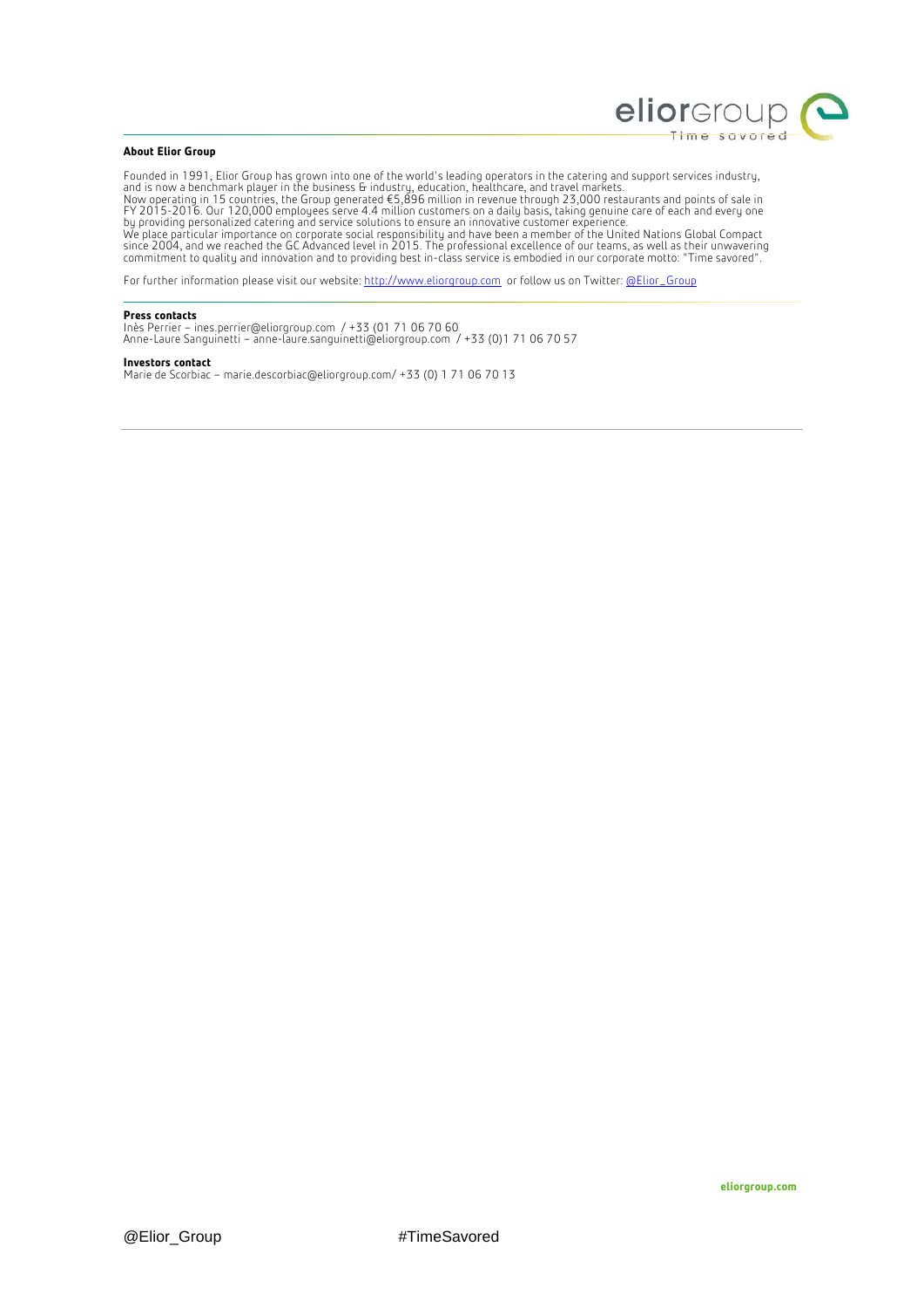**About Elior Group**

Founded in 1991, Elior Group has grown into one of the world's leading operators in the catering and support services industry, and is now a benchmark player in the business & industry, education, healthcare, and travel markets.
Now operating in 15 countries, the Group generated €5,896 million in revenue through 23,000 restaurants and points of sale in FY 2015-2016. Our 120,000 employees serve 4.4 million customers on a daily basis, taking genuine care of each and every one by providing personalized catering and service solutions to ensure an innovative customer experience.
We place particular importance on corporate social responsibility and have been a member of the United Nations Global Compact since 2004, and we reached the GC Advanced level in 2015. The professional excellence of our teams, as well as their unwavering commitment to quality and innovation and to providing best in-class service is embodied in our corporate motto: "Time savored".

For further information please visit our website: http://www.eliorgroup.com or follow us on Twitter: @Elior_Group

**Press contacts**
Inès Perrier – ines.perrier@eliorgroup.com / +33 (01 71 06 70 60
Anne-Laure Sanguinetti – anne-laure.sanguinetti@eliorgroup.com / +33 (0)1 71 06 70 57

**Investors contact**
Marie de Scorbiac – marie.descorbiac@eliorgroup.com/ +33 (0) 1 71 06 70 13

eliorgroup.com

@Elior_Group #TimeSavored